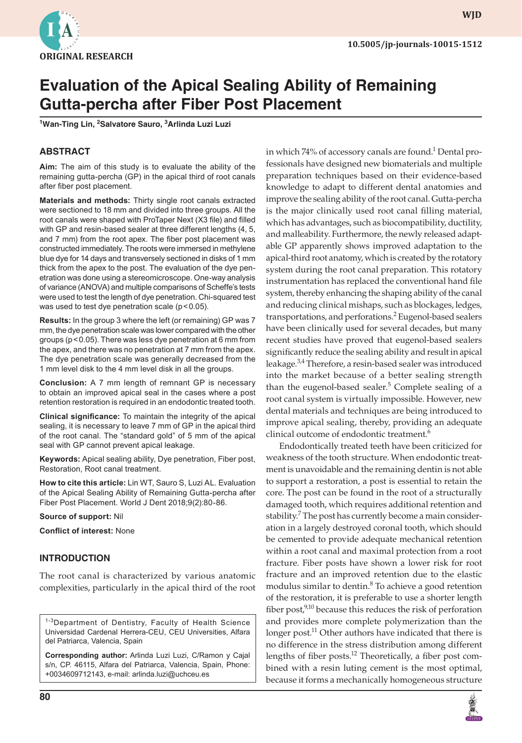ORIGINAL RESEARCH

10.5005/jp-journals-10015-1512

# Evaluation of the Apical Sealing Ability of Remaining Gutta-percha after Fiber Post Placement

[1]Wan-Ting Lin, [2]Salvatore Sauro, [3]Arlinda Luzi Luzi

## ABSTRACT

**Aim:** The aim of this study is to evaluate the ability of the remaining gutta-percha (GP) in the apical third of root canals after fiber post placement.

**Materials and methods:** Thirty single root canals extracted were sectioned to 18 mm and divided into three groups. All the root canals were shaped with ProTaper Next (X3 file) and filled with GP and resin-based sealer at three different lengths (4, 5, and 7 mm) from the root apex. The fiber post placement was constructed immediately. The roots were immersed in methylene blue dye for 14 days and transversely sectioned in disks of 1 mm thick from the apex to the post. The evaluation of the dye penetration was done using a stereomicroscope. One-way analysis of variance (ANOVA) and multiple comparisons of Scheffe's tests were used to test the length of dye penetration. Chi-squared test was used to test dye penetration scale ($p < 0.05$).

**Results:** In the group 3 where the left (or remaining) GP was 7 mm, the dye penetration scale was lower compared with the other groups ($p < 0.05$). There was less dye penetration at 6 mm from the apex, and there was no penetration at 7 mm from the apex. The dye penetration scale was generally decreased from the 1 mm level disk to the 4 mm level disk in all the groups.

**Conclusion:** A 7 mm length of remnant GP is necessary to obtain an improved apical seal in the cases where a post retention restoration is required in an endodontic treated tooth.

**Clinical significance:** To maintain the integrity of the apical sealing, it is necessary to leave 7 mm of GP in the apical third of the root canal. The "standard gold" of 5 mm of the apical seal with GP cannot prevent apical leakage.

**Keywords:** Apical sealing ability, Dye penetration, Fiber post, Restoration, Root canal treatment.

**How to cite this article:** Lin WT, Sauro S, Luzi AL. Evaluation of the Apical Sealing Ability of Remaining Gutta-percha after Fiber Post Placement. World J Dent 2018;9(2):80-86.

**Source of support:** Nil

**Conflict of interest:** None

[1-3]Department of Dentistry, Faculty of Health Science Universidad Cardenal Herrera-CEU, CEU Universities, Alfara del Patriarca, Valencia, Spain

**Corresponding author:** Arlinda Luzi Luzi, C/Ramon y Cajal s/n, CP. 46115, Alfara del Patriarca, Valencia, Spain, Phone: +0034609712143, e-mail: arlinda.luzi@uchceu.es

## INTRODUCTION

The root canal is characterized by various anatomic complexities, particularly in the apical third of the root in which 74% of accessory canals are found.[1] Dental professionals have designed new biomaterials and multiple preparation techniques based on their evidence-based knowledge to adapt to different dental anatomies and improve the sealing ability of the root canal. Gutta-percha is the major clinically used root canal filling material, which has advantages, such as biocompatibility, ductility, and malleability. Furthermore, the newly released adaptable GP apparently shows improved adaptation to the apical-third root anatomy, which is created by the rotatory system during the root canal preparation. This rotatory instrumentation has replaced the conventional hand file system, thereby enhancing the shaping ability of the canal and reducing clinical mishaps, such as blockages, ledges, transportations, and perforations.[2] Eugenol-based sealers have been clinically used for several decades, but many recent studies have proved that eugenol-based sealers significantly reduce the sealing ability and result in apical leakage.[3,4] Therefore, a resin-based sealer was introduced into the market because of a better sealing strength than the eugenol-based sealer.[5] Complete sealing of a root canal system is virtually impossible. However, new dental materials and techniques are being introduced to improve apical sealing, thereby, providing an adequate clinical outcome of endodontic treatment.[6]

Endodontically treated teeth have been criticized for weakness of the tooth structure. When endodontic treatment is unavoidable and the remaining dentin is not able to support a restoration, a post is essential to retain the core. The post can be found in the root of a structurally damaged tooth, which requires additional retention and stability.[7] The post has currently become a main consideration in a largely destroyed coronal tooth, which should be cemented to provide adequate mechanical retention within a root canal and maximal protection from a root fracture. Fiber posts have shown a lower risk for root fracture and an improved retention due to the elastic modulus similar to dentin.[8] To achieve a good retention of the restoration, it is preferable to use a shorter length fiber post,[9,10] because this reduces the risk of perforation and provides more complete polymerization than the longer post.[11] Other authors have indicated that there is no difference in the stress distribution among different lengths of fiber posts.[12] Theoretically, a fiber post combined with a resin luting cement is the most optimal, because it forms a mechanically homogeneous structure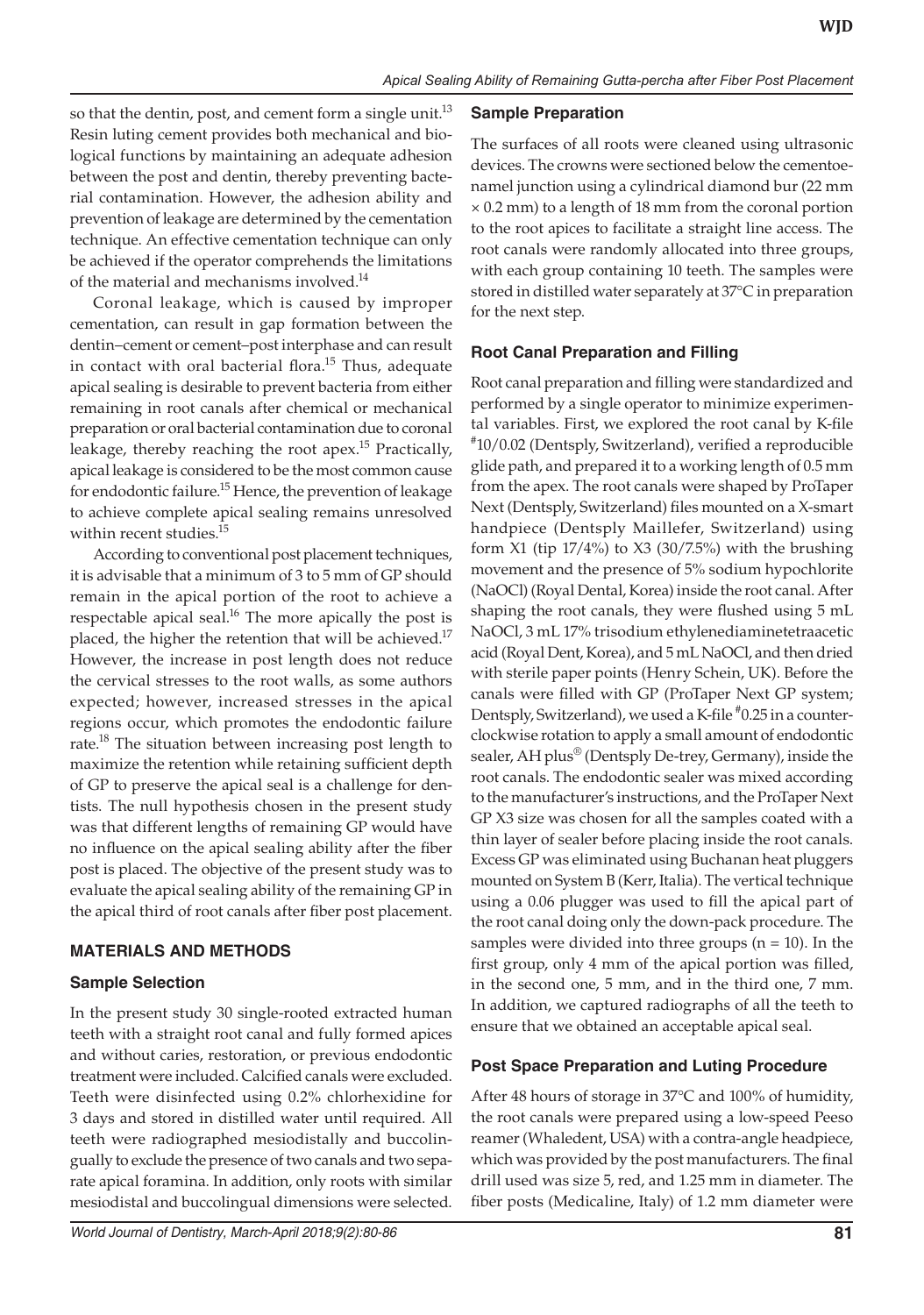so that the dentin, post, and cement form a single unit.[13] Resin luting cement provides both mechanical and biological functions by maintaining an adequate adhesion between the post and dentin, thereby preventing bacterial contamination. However, the adhesion ability and prevention of leakage are determined by the cementation technique. An effective cementation technique can only be achieved if the operator comprehends the limitations of the material and mechanisms involved.[14]

Coronal leakage, which is caused by improper cementation, can result in gap formation between the dentin–cement or cement–post interphase and can result in contact with oral bacterial flora.[15] Thus, adequate apical sealing is desirable to prevent bacteria from either remaining in root canals after chemical or mechanical preparation or oral bacterial contamination due to coronal leakage, thereby reaching the root apex.[15] Practically, apical leakage is considered to be the most common cause for endodontic failure.[15] Hence, the prevention of leakage to achieve complete apical sealing remains unresolved within recent studies.[15]

According to conventional post placement techniques, it is advisable that a minimum of 3 to 5 mm of GP should remain in the apical portion of the root to achieve a respectable apical seal.[16] The more apically the post is placed, the higher the retention that will be achieved.[17] However, the increase in post length does not reduce the cervical stresses to the root walls, as some authors expected; however, increased stresses in the apical regions occur, which promotes the endodontic failure rate.[18] The situation between increasing post length to maximize the retention while retaining sufficient depth of GP to preserve the apical seal is a challenge for dentists. The null hypothesis chosen in the present study was that different lengths of remaining GP would have no influence on the apical sealing ability after the fiber post is placed. The objective of the present study was to evaluate the apical sealing ability of the remaining GP in the apical third of root canals after fiber post placement.

## MATERIALS AND METHODS

### Sample Selection

In the present study 30 single-rooted extracted human teeth with a straight root canal and fully formed apices and without caries, restoration, or previous endodontic treatment were included. Calcified canals were excluded. Teeth were disinfected using 0.2% chlorhexidine for 3 days and stored in distilled water until required. All teeth were radiographed mesiodistally and buccolingually to exclude the presence of two canals and two separate apical foramina. In addition, only roots with similar mesiodistal and buccolingual dimensions were selected.

### Sample Preparation

The surfaces of all roots were cleaned using ultrasonic devices. The crowns were sectioned below the cementoenamel junction using a cylindrical diamond bur (22 mm × 0.2 mm) to a length of 18 mm from the coronal portion to the root apices to facilitate a straight line access. The root canals were randomly allocated into three groups, with each group containing 10 teeth. The samples were stored in distilled water separately at 37°C in preparation for the next step.

### Root Canal Preparation and Filling

Root canal preparation and filling were standardized and performed by a single operator to minimize experimental variables. First, we explored the root canal by K-file #10/0.02 (Dentsply, Switzerland), verified a reproducible glide path, and prepared it to a working length of 0.5 mm from the apex. The root canals were shaped by ProTaper Next (Dentsply, Switzerland) files mounted on a X-smart handpiece (Dentsply Maillefer, Switzerland) using form X1 (tip 17/4%) to X3 (30/7.5%) with the brushing movement and the presence of 5% sodium hypochlorite (NaOCl) (Royal Dental, Korea) inside the root canal. After shaping the root canals, they were flushed using 5 mL NaOCl, 3 mL 17% trisodium ethylenediaminetetraacetic acid (Royal Dent, Korea), and 5 mL NaOCl, and then dried with sterile paper points (Henry Schein, UK). Before the canals were filled with GP (ProTaper Next GP system; Dentsply, Switzerland), we used a K-file #0.25 in a counterclockwise rotation to apply a small amount of endodontic sealer, AH plus® (Dentsply De-trey, Germany), inside the root canals. The endodontic sealer was mixed according to the manufacturer's instructions, and the ProTaper Next GP X3 size was chosen for all the samples coated with a thin layer of sealer before placing inside the root canals. Excess GP was eliminated using Buchanan heat pluggers mounted on System B (Kerr, Italia). The vertical technique using a 0.06 plugger was used to fill the apical part of the root canal doing only the down-pack procedure. The samples were divided into three groups (n = 10). In the first group, only 4 mm of the apical portion was filled, in the second one, 5 mm, and in the third one, 7 mm. In addition, we captured radiographs of all the teeth to ensure that we obtained an acceptable apical seal.

### Post Space Preparation and Luting Procedure

After 48 hours of storage in 37°C and 100% of humidity, the root canals were prepared using a low-speed Peeso reamer (Whaledent, USA) with a contra-angle headpiece, which was provided by the post manufacturers. The final drill used was size 5, red, and 1.25 mm in diameter. The fiber posts (Medicaline, Italy) of 1.2 mm diameter were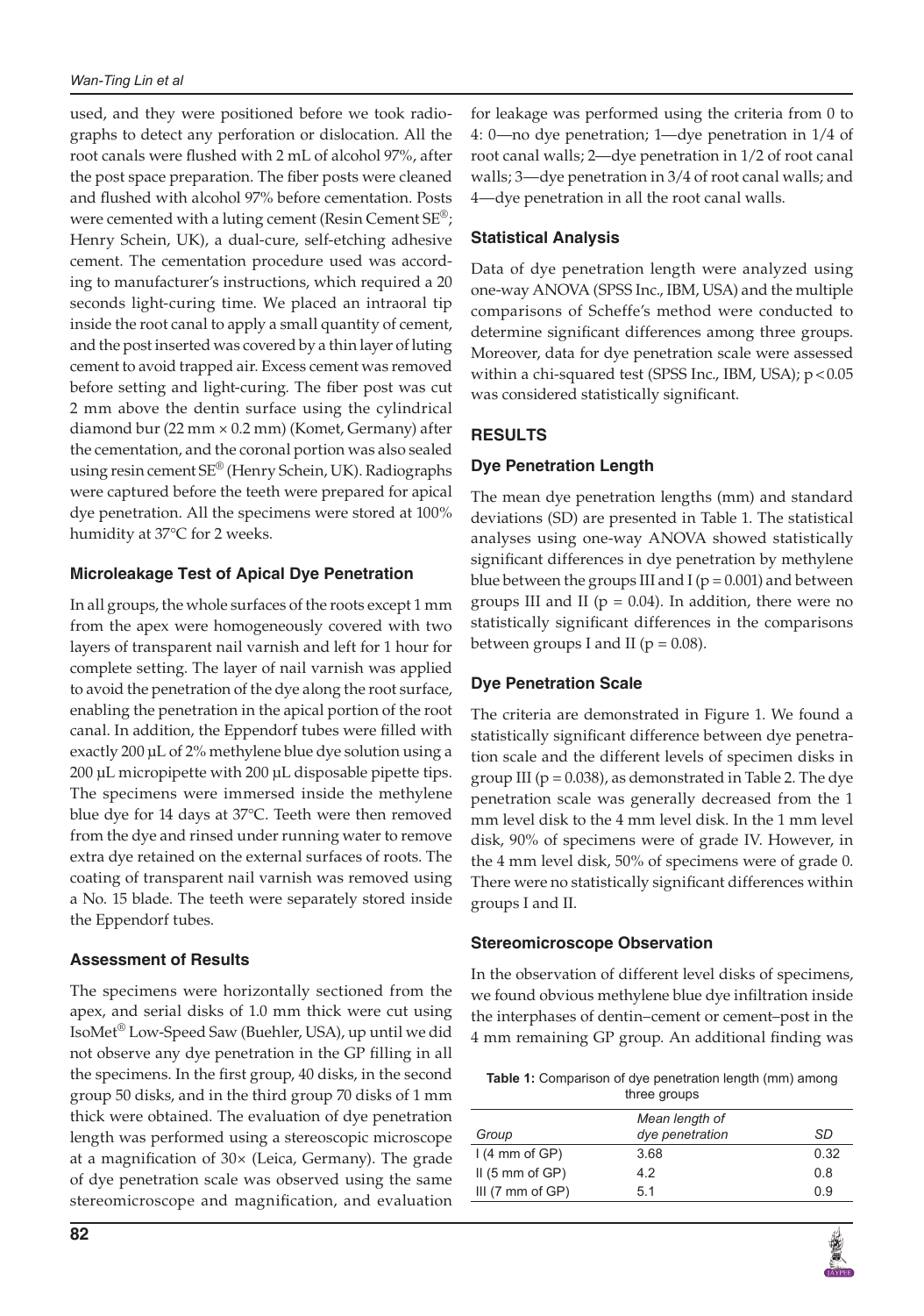used, and they were positioned before we took radiographs to detect any perforation or dislocation. All the root canals were flushed with 2 mL of alcohol 97%, after the post space preparation. The fiber posts were cleaned and flushed with alcohol 97% before cementation. Posts were cemented with a luting cement (Resin Cement SE®; Henry Schein, UK), a dual-cure, self-etching adhesive cement. The cementation procedure used was according to manufacturer's instructions, which required a 20 seconds light-curing time. We placed an intraoral tip inside the root canal to apply a small quantity of cement, and the post inserted was covered by a thin layer of luting cement to avoid trapped air. Excess cement was removed before setting and light-curing. The fiber post was cut 2 mm above the dentin surface using the cylindrical diamond bur (22 mm × 0.2 mm) (Komet, Germany) after the cementation, and the coronal portion was also sealed using resin cement SE® (Henry Schein, UK). Radiographs were captured before the teeth were prepared for apical dye penetration. All the specimens were stored at 100% humidity at 37°C for 2 weeks.

### Microleakage Test of Apical Dye Penetration

In all groups, the whole surfaces of the roots except 1 mm from the apex were homogeneously covered with two layers of transparent nail varnish and left for 1 hour for complete setting. The layer of nail varnish was applied to avoid the penetration of the dye along the root surface, enabling the penetration in the apical portion of the root canal. In addition, the Eppendorf tubes were filled with exactly 200 µL of 2% methylene blue dye solution using a 200 µL micropipette with 200 µL disposable pipette tips. The specimens were immersed inside the methylene blue dye for 14 days at 37°C. Teeth were then removed from the dye and rinsed under running water to remove extra dye retained on the external surfaces of roots. The coating of transparent nail varnish was removed using a No. 15 blade. The teeth were separately stored inside the Eppendorf tubes.

### Assessment of Results

The specimens were horizontally sectioned from the apex, and serial disks of 1.0 mm thick were cut using IsoMet® Low-Speed Saw (Buehler, USA), up until we did not observe any dye penetration in the GP filling in all the specimens. In the first group, 40 disks, in the second group 50 disks, and in the third group 70 disks of 1 mm thick were obtained. The evaluation of dye penetration length was performed using a stereoscopic microscope at a magnification of 30× (Leica, Germany). The grade of dye penetration scale was observed using the same stereomicroscope and magnification, and evaluation for leakage was performed using the criteria from 0 to 4: 0—no dye penetration; 1—dye penetration in 1/4 of root canal walls; 2—dye penetration in 1/2 of root canal walls; 3—dye penetration in 3/4 of root canal walls; and 4—dye penetration in all the root canal walls.

### Statistical Analysis

Data of dye penetration length were analyzed using one-way ANOVA (SPSS Inc., IBM, USA) and the multiple comparisons of Scheffe's method were conducted to determine significant differences among three groups. Moreover, data for dye penetration scale were assessed within a chi-squared test (SPSS Inc., IBM, USA); $p < 0.05$ was considered statistically significant.

## RESULTS

### Dye Penetration Length

The mean dye penetration lengths (mm) and standard deviations (SD) are presented in Table 1. The statistical analyses using one-way ANOVA showed statistically significant differences in dye penetration by methylene blue between the groups III and I ($p = 0.001$) and between groups III and II ($p = 0.04$). In addition, there were no statistically significant differences in the comparisons between groups I and II ($p = 0.08$).

### Dye Penetration Scale

The criteria are demonstrated in Figure 1. We found a statistically significant difference between dye penetration scale and the different levels of specimen disks in group III ($p = 0.038$), as demonstrated in Table 2. The dye penetration scale was generally decreased from the 1 mm level disk to the 4 mm level disk. In the 1 mm level disk, 90% of specimens were of grade IV. However, in the 4 mm level disk, 50% of specimens were of grade 0. There were no statistically significant differences within groups I and II.

### Stereomicroscope Observation

In the observation of different level disks of specimens, we found obvious methylene blue dye infiltration inside the interphases of dentin–cement or cement–post in the 4 mm remaining GP group. An additional finding was

**Table 1:** Comparison of dye penetration length (mm) among three groups

| Group | Mean length of dye penetration | SD |
|---|---|---|
| I (4 mm of GP) | 3.68 | 0.32 |
| II (5 mm of GP) | 4.2 | 0.8 |
| III (7 mm of GP) | 5.1 | 0.9 |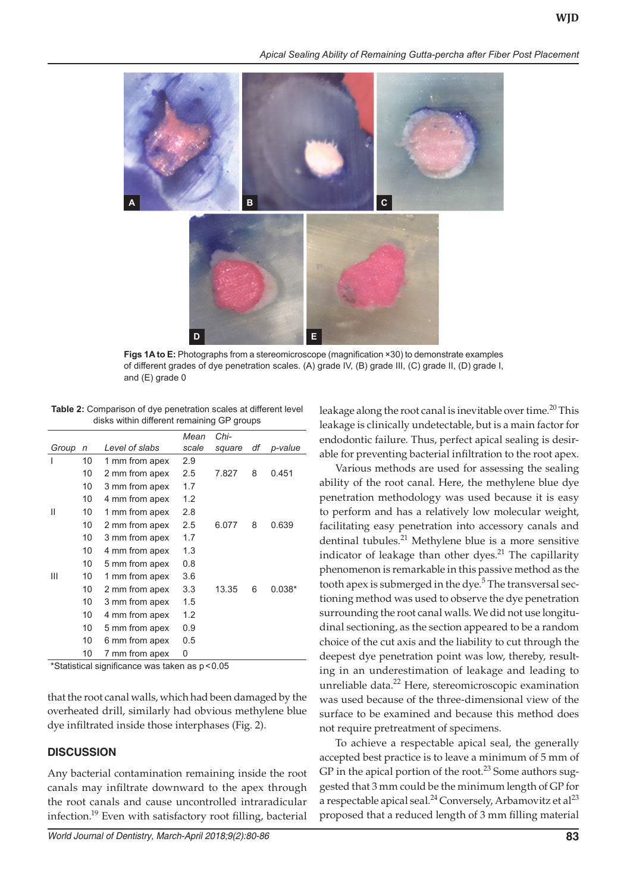Figs 1A to E: Photographs from a stereomicroscope (magnification ×30) to demonstrate examples of different grades of dye penetration scales. (A) grade IV, (B) grade III, (C) grade II, (D) grade I, and (E) grade 0

**Table 2:** Comparison of dye penetration scales at different level disks within different remaining GP groups

| Group | n | Level of slabs | Mean scale | Chi-square | df | p-value |
|---|---|---|---|---|---|---|
| I | 10 | 1 mm from apex | 2.9 | | | |
| | 10 | 2 mm from apex | 2.5 | 7.827 | 8 | 0.451 |
| | 10 | 3 mm from apex | 1.7 | | | |
| | 10 | 4 mm from apex | 1.2 | | | |
| II | 10 | 1 mm from apex | 2.8 | | | |
| | 10 | 2 mm from apex | 2.5 | 6.077 | 8 | 0.639 |
| | 10 | 3 mm from apex | 1.7 | | | |
| | 10 | 4 mm from apex | 1.3 | | | |
| | 10 | 5 mm from apex | 0.8 | | | |
| III | 10 | 1 mm from apex | 3.6 | | | |
| | 10 | 2 mm from apex | 3.3 | 13.35 | 6 | 0.038* |
| | 10 | 3 mm from apex | 1.5 | | | |
| | 10 | 4 mm from apex | 1.2 | | | |
| | 10 | 5 mm from apex | 0.9 | | | |
| | 10 | 6 mm from apex | 0.5 | | | |
| | 10 | 7 mm from apex | 0 | | | |

*Statistical significance was taken as $p < 0.05$

that the root canal walls, which had been damaged by the overheated drill, similarly had obvious methylene blue dye infiltrated inside those interphases (Fig. 2).

## DISCUSSION

Any bacterial contamination remaining inside the root canals may infiltrate downward to the apex through the root canals and cause uncontrolled intraradicular infection.[19] Even with satisfactory root filling, bacterial leakage along the root canal is inevitable over time.[20] This leakage is clinically undetectable, but is a main factor for endodontic failure. Thus, perfect apical sealing is desirable for preventing bacterial infiltration to the root apex.

Various methods are used for assessing the sealing ability of the root canal. Here, the methylene blue dye penetration methodology was used because it is easy to perform and has a relatively low molecular weight, facilitating easy penetration into accessory canals and dentinal tubules.[21] Methylene blue is a more sensitive indicator of leakage than other dyes.[21] The capillarity phenomenon is remarkable in this passive method as the tooth apex is submerged in the dye.[5] The transversal sectioning method was used to observe the dye penetration surrounding the root canal walls. We did not use longitudinal sectioning, as the section appeared to be a random choice of the cut axis and the liability to cut through the deepest dye penetration point was low, thereby, resulting in an underestimation of leakage and leading to unreliable data.[22] Here, stereomicroscopic examination was used because of the three-dimensional view of the surface to be examined and because this method does not require pretreatment of specimens.

To achieve a respectable apical seal, the generally accepted best practice is to leave a minimum of 5 mm of GP in the apical portion of the root.[23] Some authors suggested that 3 mm could be the minimum length of GP for a respectable apical seal.[24] Conversely, Arbamovitz et al[23] proposed that a reduced length of 3 mm filling material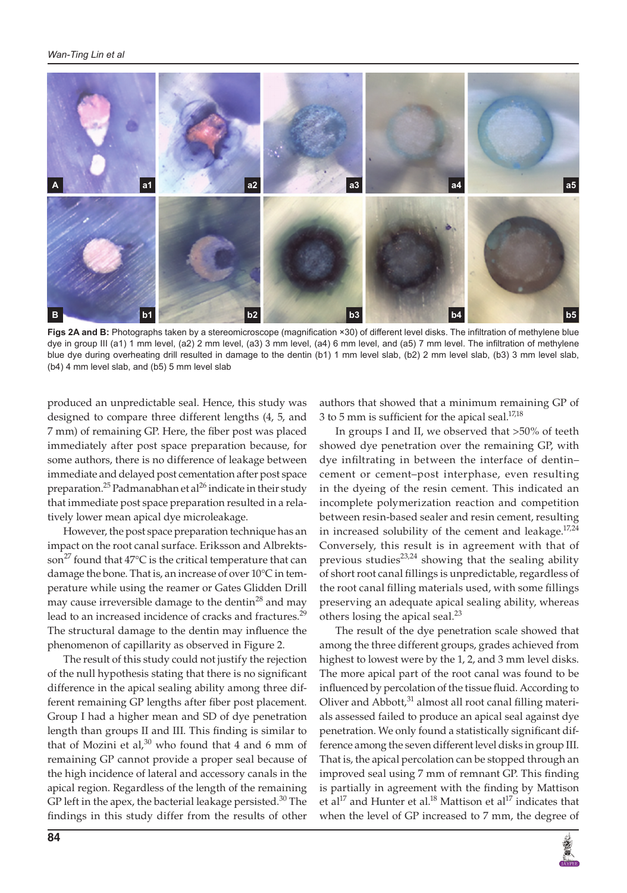**Figs 2A and B:** Photographs taken by a stereomicroscope (magnification ×30) of different level disks. The infiltration of methylene blue dye in group III (a1) 1 mm level, (a2) 2 mm level, (a3) 3 mm level, (a4) 6 mm level, and (a5) 7 mm level. The infiltration of methylene blue dye during overheating drill resulted in damage to the dentin (b1) 1 mm level slab, (b2) 2 mm level slab, (b3) 3 mm level slab, (b4) 4 mm level slab, and (b5) 5 mm level slab

produced an unpredictable seal. Hence, this study was designed to compare three different lengths (4, 5, and 7 mm) of remaining GP. Here, the fiber post was placed immediately after post space preparation because, for some authors, there is no difference of leakage between immediate and delayed post cementation after post space preparation.[25] Padmanabhan et al[26] indicate in their study that immediate post space preparation resulted in a relatively lower mean apical dye microleakage.

However, the post space preparation technique has an impact on the root canal surface. Eriksson and Albrektsson[27] found that 47°C is the critical temperature that can damage the bone. That is, an increase of over 10°C in temperature while using the reamer or Gates Glidden Drill may cause irreversible damage to the dentin[28] and may lead to an increased incidence of cracks and fractures.[29] The structural damage to the dentin may influence the phenomenon of capillarity as observed in Figure 2.

The result of this study could not justify the rejection of the null hypothesis stating that there is no significant difference in the apical sealing ability among three different remaining GP lengths after fiber post placement. Group I had a higher mean and SD of dye penetration length than groups II and III. This finding is similar to that of Mozini et al,[30] who found that 4 and 6 mm of remaining GP cannot provide a proper seal because of the high incidence of lateral and accessory canals in the apical region. Regardless of the length of the remaining GP left in the apex, the bacterial leakage persisted.[30] The findings in this study differ from the results of other authors that showed that a minimum remaining GP of 3 to 5 mm is sufficient for the apical seal.[17,18]

In groups I and II, we observed that >50% of teeth showed dye penetration over the remaining GP, with dye infiltrating in between the interface of dentin–cement or cement–post interphase, even resulting in the dyeing of the resin cement. This indicated an incomplete polymerization reaction and competition between resin-based sealer and resin cement, resulting in increased solubility of the cement and leakage.[17,24] Conversely, this result is in agreement with that of previous studies[23,24] showing that the sealing ability of short root canal fillings is unpredictable, regardless of the root canal filling materials used, with some fillings preserving an adequate apical sealing ability, whereas others losing the apical seal.[23]

The result of the dye penetration scale showed that among the three different groups, grades achieved from highest to lowest were by the 1, 2, and 3 mm level disks. The more apical part of the root canal was found to be influenced by percolation of the tissue fluid. According to Oliver and Abbott,[31] almost all root canal filling materials assessed failed to produce an apical seal against dye penetration. We only found a statistically significant difference among the seven different level disks in group III. That is, the apical percolation can be stopped through an improved seal using 7 mm of remnant GP. This finding is partially in agreement with the finding by Mattison et al[17] and Hunter et al.[18] Mattison et al[17] indicates that when the level of GP increased to 7 mm, the degree of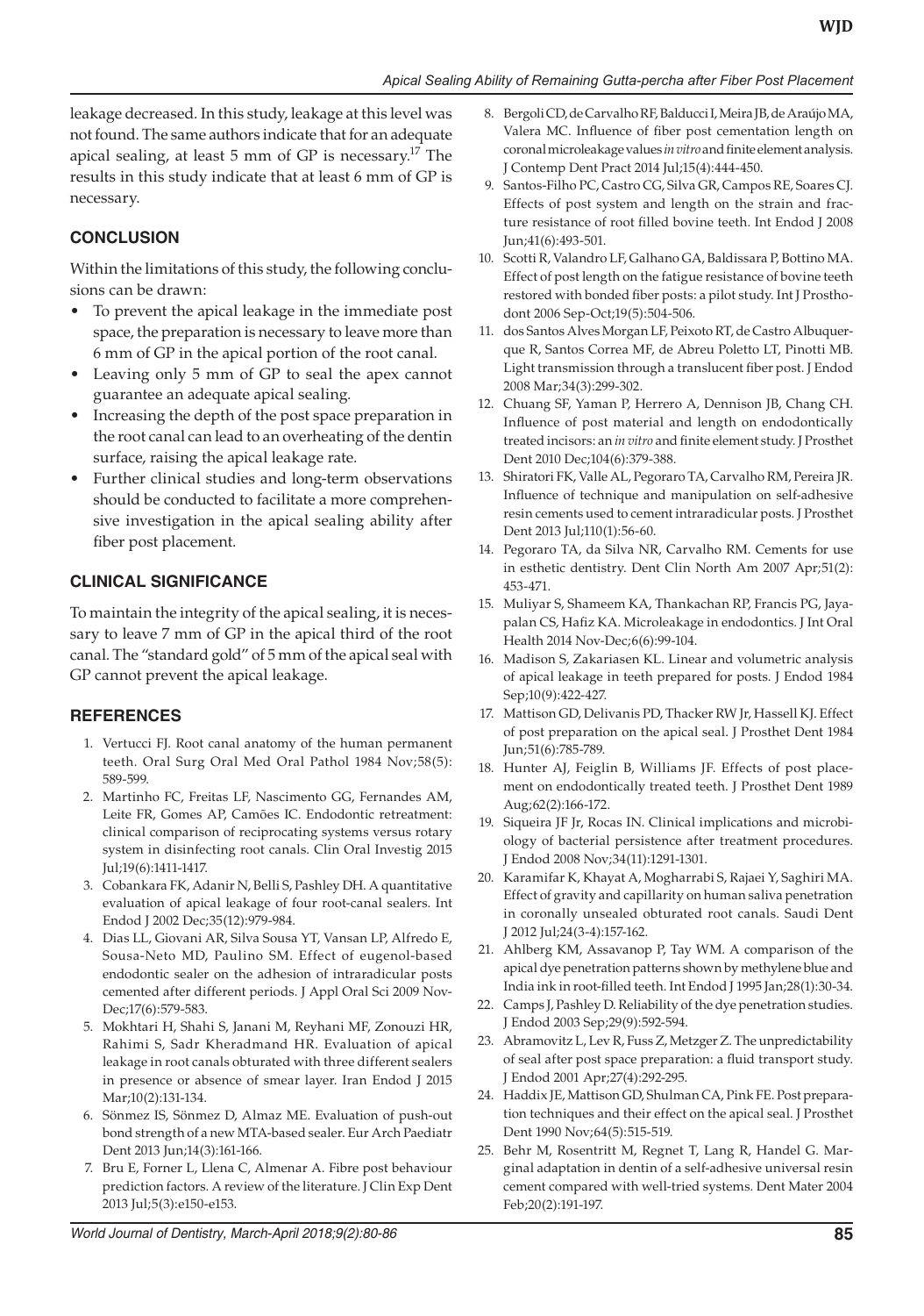leakage decreased. In this study, leakage at this level was not found. The same authors indicate that for an adequate apical sealing, at least 5 mm of GP is necessary.[17] The results in this study indicate that at least 6 mm of GP is necessary.

## CONCLUSION

Within the limitations of this study, the following conclusions can be drawn:

- To prevent the apical leakage in the immediate post space, the preparation is necessary to leave more than 6 mm of GP in the apical portion of the root canal.
- Leaving only 5 mm of GP to seal the apex cannot guarantee an adequate apical sealing.
- Increasing the depth of the post space preparation in the root canal can lead to an overheating of the dentin surface, raising the apical leakage rate.
- Further clinical studies and long-term observations should be conducted to facilitate a more comprehensive investigation in the apical sealing ability after fiber post placement.

## CLINICAL SIGNIFICANCE

To maintain the integrity of the apical sealing, it is necessary to leave 7 mm of GP in the apical third of the root canal. The "standard gold" of 5 mm of the apical seal with GP cannot prevent the apical leakage.

## REFERENCES

1. Vertucci FJ. Root canal anatomy of the human permanent teeth. Oral Surg Oral Med Oral Pathol 1984 Nov;58(5):589-599.
2. Martinho FC, Freitas LF, Nascimento GG, Fernandes AM, Leite FR, Gomes AP, Camões IC. Endodontic retreatment: clinical comparison of reciprocating systems versus rotary system in disinfecting root canals. Clin Oral Investig 2015 Jul;19(6):1411-1417.
3. Cobankara FK, Adanir N, Belli S, Pashley DH. A quantitative evaluation of apical leakage of four root-canal sealers. Int Endod J 2002 Dec;35(12):979-984.
4. Dias LL, Giovani AR, Silva Sousa YT, Vansan LP, Alfredo E, Sousa-Neto MD, Paulino SM. Effect of eugenol-based endodontic sealer on the adhesion of intraradicular posts cemented after different periods. J Appl Oral Sci 2009 Nov-Dec;17(6):579-583.
5. Mokhtari H, Shahi S, Janani M, Reyhani MF, Zonouzi HR, Rahimi S, Sadr Kheradmand HR. Evaluation of apical leakage in root canals obturated with three different sealers in presence or absence of smear layer. Iran Endod J 2015 Mar;10(2):131-134.
6. Sönmez IS, Sönmez D, Almaz ME. Evaluation of push-out bond strength of a new MTA-based sealer. Eur Arch Paediatr Dent 2013 Jun;14(3):161-166.
7. Bru E, Forner L, Llena C, Almenar A. Fibre post behaviour prediction factors. A review of the literature. J Clin Exp Dent 2013 Jul;5(3):e150-e153.
8. Bergoli CD, de Carvalho RF, Balducci I, Meira JB, de Araújo MA, Valera MC. Influence of fiber post cementation length on coronal microleakage values *in vitro* and finite element analysis. J Contemp Dent Pract 2014 Jul;15(4):444-450.
9. Santos-Filho PC, Castro CG, Silva GR, Campos RE, Soares CJ. Effects of post system and length on the strain and fracture resistance of root filled bovine teeth. Int Endod J 2008 Jun;41(6):493-501.
10. Scotti R, Valandro LF, Galhano GA, Baldissara P, Bottino MA. Effect of post length on the fatigue resistance of bovine teeth restored with bonded fiber posts: a pilot study. Int J Prosthodont 2006 Sep-Oct;19(5):504-506.
11. dos Santos Alves Morgan LF, Peixoto RT, de Castro Albuquerque R, Santos Correa MF, de Abreu Poletto LT, Pinotti MB. Light transmission through a translucent fiber post. J Endod 2008 Mar;34(3):299-302.
12. Chuang SF, Yaman P, Herrero A, Dennison JB, Chang CH. Influence of post material and length on endodontically treated incisors: an *in vitro* and finite element study. J Prosthet Dent 2010 Dec;104(6):379-388.
13. Shiratori FK, Valle AL, Pegoraro TA, Carvalho RM, Pereira JR. Influence of technique and manipulation on self-adhesive resin cements used to cement intraradicular posts. J Prosthet Dent 2013 Jul;110(1):56-60.
14. Pegoraro TA, da Silva NR, Carvalho RM. Cements for use in esthetic dentistry. Dent Clin North Am 2007 Apr;51(2):453-471.
15. Muliyar S, Shameem KA, Thankachan RP, Francis PG, Jayapalan CS, Hafiz KA. Microleakage in endodontics. J Int Oral Health 2014 Nov-Dec;6(6):99-104.
16. Madison S, Zakariasen KL. Linear and volumetric analysis of apical leakage in teeth prepared for posts. J Endod 1984 Sep;10(9):422-427.
17. Mattison GD, Delivanis PD, Thacker RW Jr, Hassell KJ. Effect of post preparation on the apical seal. J Prosthet Dent 1984 Jun;51(6):785-789.
18. Hunter AJ, Feiglin B, Williams JF. Effects of post placement on endodontically treated teeth. J Prosthet Dent 1989 Aug;62(2):166-172.
19. Siqueira JF Jr, Rocas IN. Clinical implications and microbiology of bacterial persistence after treatment procedures. J Endod 2008 Nov;34(11):1291-1301.
20. Karamifar K, Khayat A, Mogharrabi S, Rajaei Y, Saghiri MA. Effect of gravity and capillarity on human saliva penetration in coronally unsealed obturated root canals. Saudi Dent J 2012 Jul;24(3-4):157-162.
21. Ahlberg KM, Assavanop P, Tay WM. A comparison of the apical dye penetration patterns shown by methylene blue and India ink in root-filled teeth. Int Endod J 1995 Jan;28(1):30-34.
22. Camps J, Pashley D. Reliability of the dye penetration studies. J Endod 2003 Sep;29(9):592-594.
23. Abramovitz L, Lev R, Fuss Z, Metzger Z. The unpredictability of seal after post space preparation: a fluid transport study. J Endod 2001 Apr;27(4):292-295.
24. Haddix JE, Mattison GD, Shulman CA, Pink FE. Post preparation techniques and their effect on the apical seal. J Prosthet Dent 1990 Nov;64(5):515-519.
25. Behr M, Rosentritt M, Regnet T, Lang R, Handel G. Marginal adaptation in dentin of a self-adhesive universal resin cement compared with well-tried systems. Dent Mater 2004 Feb;20(2):191-197.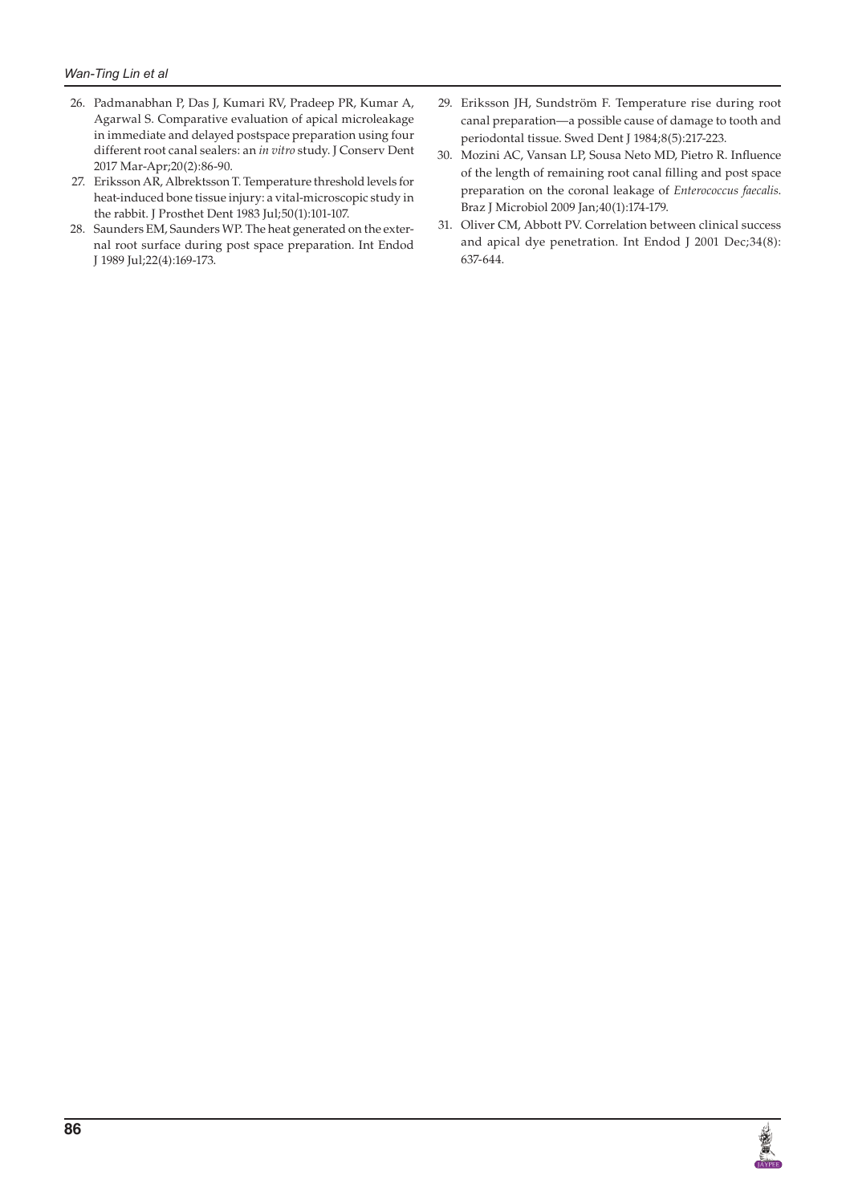26. Padmanabhan P, Das J, Kumari RV, Pradeep PR, Kumar A, Agarwal S. Comparative evaluation of apical microleakage in immediate and delayed postspace preparation using four different root canal sealers: an *in vitro* study. J Conserv Dent 2017 Mar-Apr;20(2):86-90.
27. Eriksson AR, Albrektsson T. Temperature threshold levels for heat-induced bone tissue injury: a vital-microscopic study in the rabbit. J Prosthet Dent 1983 Jul;50(1):101-107.
28. Saunders EM, Saunders WP. The heat generated on the external root surface during post space preparation. Int Endod J 1989 Jul;22(4):169-173.
29. Eriksson JH, Sundström F. Temperature rise during root canal preparation—a possible cause of damage to tooth and periodontal tissue. Swed Dent J 1984;8(5):217-223.
30. Mozini AC, Vansan LP, Sousa Neto MD, Pietro R. Influence of the length of remaining root canal filling and post space preparation on the coronal leakage of *Enterococcus faecalis*. Braz J Microbiol 2009 Jan;40(1):174-179.
31. Oliver CM, Abbott PV. Correlation between clinical success and apical dye penetration. Int Endod J 2001 Dec;34(8): 637-644.